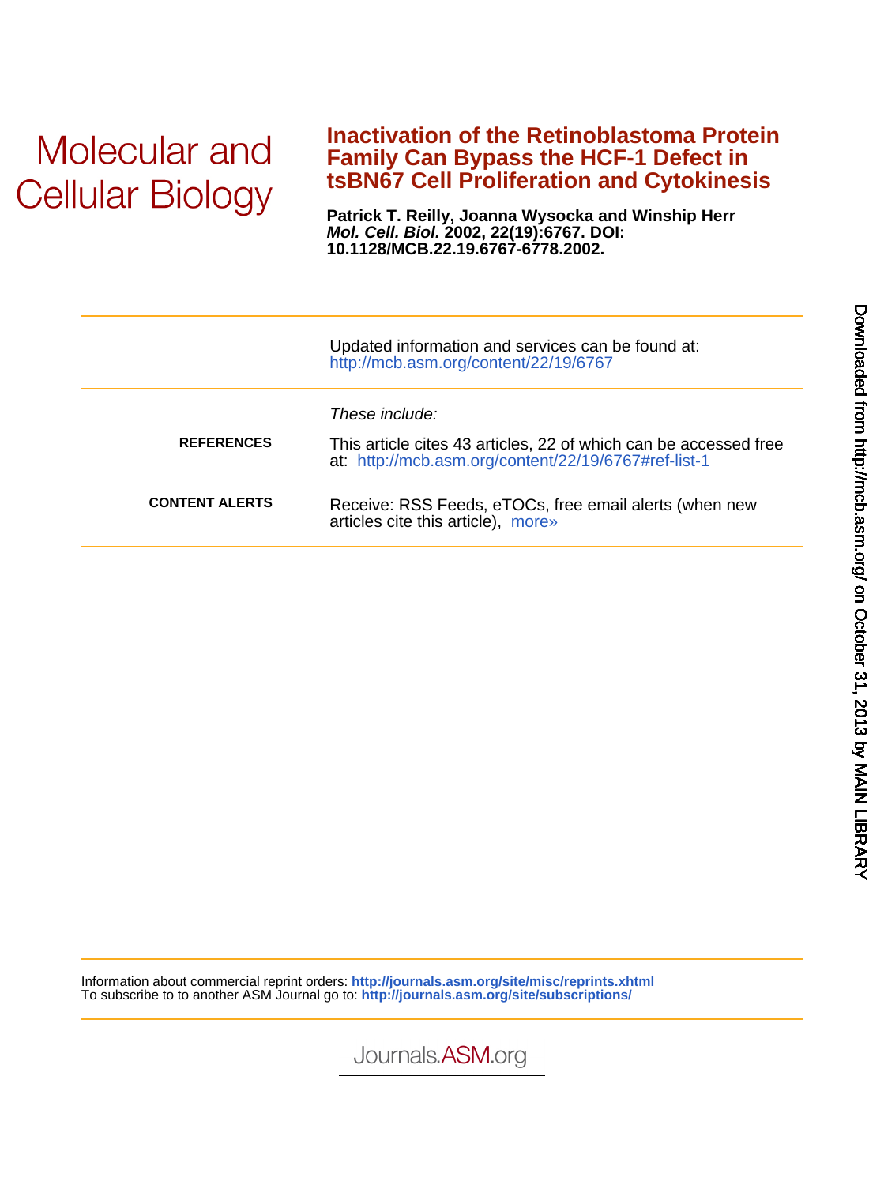# Inactivation of the Retinoblastoma Protein Family Can Bypass the HCF-1 Defect in tsBN67 Cell Proliferation and Cytokinesis

**Patrick T. Reilly, Joanna Wysocka and Winship Herr**
***Mol. Cell. Biol.*** **2002, 22(19):6767. DOI: 10.1128/MCB.22.19.6767-6778.2002.**

---

Updated information and services can be found at:
http://mcb.asm.org/content/22/19/6767

---

*These include:*

**REFERENCES** This article cites 43 articles, 22 of which can be accessed free at: http://mcb.asm.org/content/22/19/6767#ref-list-1

**CONTENT ALERTS** Receive: RSS Feeds, eTOCs, free email alerts (when new articles cite this article), more»

---

Information about commercial reprint orders: **http://journals.asm.org/site/misc/reprints.xhtml**
To subscribe to to another ASM Journal go to: **http://journals.asm.org/site/subscriptions/**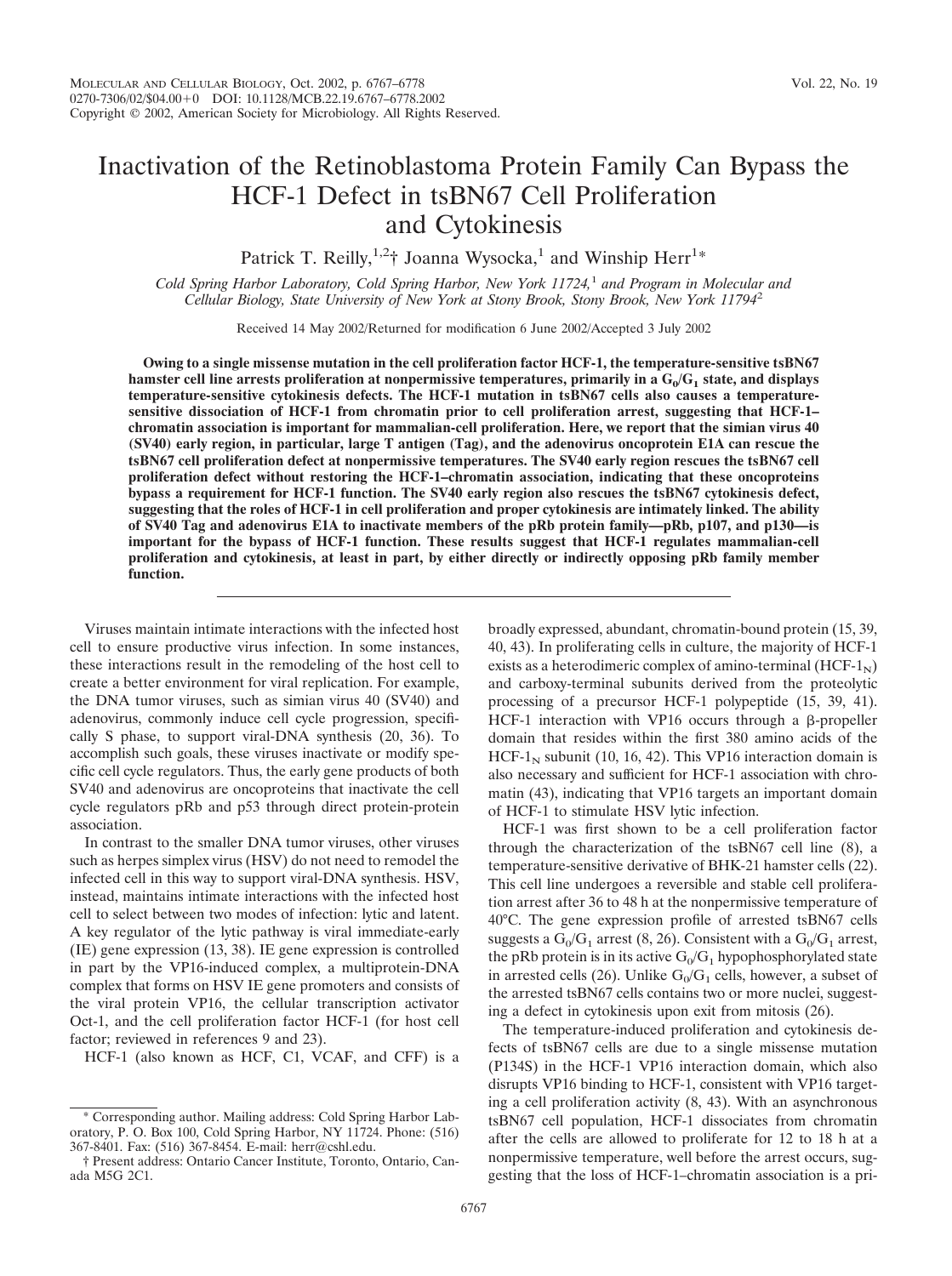# Inactivation of the Retinoblastoma Protein Family Can Bypass the HCF-1 Defect in tsBN67 Cell Proliferation and Cytokinesis

Patrick T. Reilly,[1,2]† Joanna Wysocka,[1] and Winship Herr[1]*

*Cold Spring Harbor Laboratory, Cold Spring Harbor, New York 11724,[1] and Program in Molecular and Cellular Biology, State University of New York at Stony Brook, Stony Brook, New York 11794[2]*

Received 14 May 2002/Returned for modification 6 June 2002/Accepted 3 July 2002

**Owing to a single missense mutation in the cell proliferation factor HCF-1, the temperature-sensitive tsBN67 hamster cell line arrests proliferation at nonpermissive temperatures, primarily in a $G_0/G_1$ state, and displays temperature-sensitive cytokinesis defects. The HCF-1 mutation in tsBN67 cells also causes a temperature-sensitive dissociation of HCF-1 from chromatin prior to cell proliferation arrest, suggesting that HCF-1–chromatin association is important for mammalian-cell proliferation. Here, we report that the simian virus 40 (SV40) early region, in particular, large T antigen (Tag), and the adenovirus oncoprotein E1A can rescue the tsBN67 cell proliferation defect at nonpermissive temperatures. The SV40 early region rescues the tsBN67 cell proliferation defect without restoring the HCF-1–chromatin association, indicating that these oncoproteins bypass a requirement for HCF-1 function. The SV40 early region also rescues the tsBN67 cytokinesis defect, suggesting that the roles of HCF-1 in cell proliferation and proper cytokinesis are intimately linked. The ability of SV40 Tag and adenovirus E1A to inactivate members of the pRb protein family—pRb, p107, and p130—is important for the bypass of HCF-1 function. These results suggest that HCF-1 regulates mammalian-cell proliferation and cytokinesis, at least in part, by either directly or indirectly opposing pRb family member function.**

Viruses maintain intimate interactions with the infected host cell to ensure productive virus infection. In some instances, these interactions result in the remodeling of the host cell to create a better environment for viral replication. For example, the DNA tumor viruses, such as simian virus 40 (SV40) and adenovirus, commonly induce cell cycle progression, specifically S phase, to support viral-DNA synthesis (20, 36). To accomplish such goals, these viruses inactivate or modify specific cell cycle regulators. Thus, the early gene products of both SV40 and adenovirus are oncoproteins that inactivate the cell cycle regulators pRb and p53 through direct protein-protein association.

In contrast to the smaller DNA tumor viruses, other viruses such as herpes simplex virus (HSV) do not need to remodel the infected cell in this way to support viral-DNA synthesis. HSV, instead, maintains intimate interactions with the infected host cell to select between two modes of infection: lytic and latent. A key regulator of the lytic pathway is viral immediate-early (IE) gene expression (13, 38). IE gene expression is controlled in part by the VP16-induced complex, a multiprotein-DNA complex that forms on HSV IE gene promoters and consists of the viral protein VP16, the cellular transcription activator Oct-1, and the cell proliferation factor HCF-1 (for host cell factor; reviewed in references 9 and 23).

HCF-1 (also known as HCF, C1, VCAF, and CFF) is a broadly expressed, abundant, chromatin-bound protein (15, 39, 40, 43). In proliferating cells in culture, the majority of HCF-1 exists as a heterodimeric complex of amino-terminal ($HCF\text{-}1_N$) and carboxy-terminal subunits derived from the proteolytic processing of a precursor HCF-1 polypeptide (15, 39, 41). HCF-1 interaction with VP16 occurs through a β-propeller domain that resides within the first 380 amino acids of the $HCF\text{-}1_N$ subunit (10, 16, 42). This VP16 interaction domain is also necessary and sufficient for HCF-1 association with chromatin (43), indicating that VP16 targets an important domain of HCF-1 to stimulate HSV lytic infection.

HCF-1 was first shown to be a cell proliferation factor through the characterization of the tsBN67 cell line (8), a temperature-sensitive derivative of BHK-21 hamster cells (22). This cell line undergoes a reversible and stable cell proliferation arrest after 36 to 48 h at the nonpermissive temperature of 40°C. The gene expression profile of arrested tsBN67 cells suggests a $G_0/G_1$ arrest (8, 26). Consistent with a $G_0/G_1$ arrest, the pRb protein is in its active $G_0/G_1$ hypophosphorylated state in arrested cells (26). Unlike $G_0/G_1$ cells, however, a subset of the arrested tsBN67 cells contains two or more nuclei, suggesting a defect in cytokinesis upon exit from mitosis (26).

The temperature-induced proliferation and cytokinesis defects of tsBN67 cells are due to a single missense mutation (P134S) in the HCF-1 VP16 interaction domain, which also disrupts VP16 binding to HCF-1, consistent with VP16 targeting a cell proliferation activity (8, 43). With an asynchronous tsBN67 cell population, HCF-1 dissociates from chromatin after the cells are allowed to proliferate for 12 to 18 h at a nonpermissive temperature, well before the arrest occurs, suggesting that the loss of HCF-1–chromatin association is a pri-

\* Corresponding author. Mailing address: Cold Spring Harbor Laboratory, P. O. Box 100, Cold Spring Harbor, NY 11724. Phone: (516) 367-8401. Fax: (516) 367-8454. E-mail: herr@cshl.edu.

† Present address: Ontario Cancer Institute, Toronto, Ontario, Canada M5G 2C1.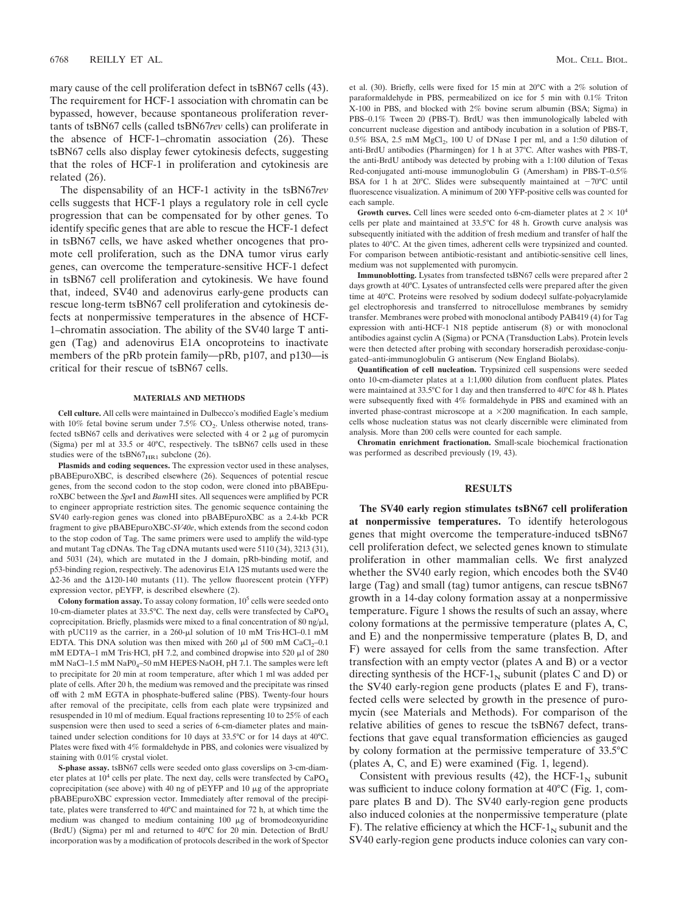mary cause of the cell proliferation defect in tsBN67 cells (43). The requirement for HCF-1 association with chromatin can be bypassed, however, because spontaneous proliferation revertants of tsBN67 cells (called tsBN67*rev* cells) can proliferate in the absence of HCF-1–chromatin association (26). These tsBN67 cells also display fewer cytokinesis defects, suggesting that the roles of HCF-1 in proliferation and cytokinesis are related (26).

The dispensability of an HCF-1 activity in the tsBN67*rev* cells suggests that HCF-1 plays a regulatory role in cell cycle progression that can be compensated for by other genes. To identify specific genes that are able to rescue the HCF-1 defect in tsBN67 cells, we have asked whether oncogenes that promote cell proliferation, such as the DNA tumor virus early genes, can overcome the temperature-sensitive HCF-1 defect in tsBN67 cell proliferation and cytokinesis. We have found that, indeed, SV40 and adenovirus early-gene products can rescue long-term tsBN67 cell proliferation and cytokinesis defects at nonpermissive temperatures in the absence of HCF-1–chromatin association. The ability of the SV40 large T antigen (Tag) and adenovirus E1A oncoproteins to inactivate members of the pRb protein family—pRb, p107, and p130—is critical for their rescue of tsBN67 cells.

## MATERIALS AND METHODS

**Cell culture.** All cells were maintained in Dulbecco's modified Eagle's medium with 10% fetal bovine serum under 7.5% $CO_2$. Unless otherwise noted, transfected tsBN67 cells and derivatives were selected with 4 or 2 μg of puromycin (Sigma) per ml at 33.5 or 40°C, respectively. The tsBN67 cells used in these studies were of the $tsBN67_{HR1}$ subclone (26).

**Plasmids and coding sequences.** The expression vector used in these analyses, pBABEpuroXBC, is described elsewhere (26). Sequences of potential rescue genes, from the second codon to the stop codon, were cloned into pBABEpuroXBC between the *Spe*I and *Bam*HI sites. All sequences were amplified by PCR to engineer appropriate restriction sites. The genomic sequence containing the SV40 early-region genes was cloned into pBABEpuroXBC as a 2.4-kb PCR fragment to give pBABEpuroXBC-*SV40e*, which extends from the second codon to the stop codon of Tag. The same primers were used to amplify the wild-type and mutant Tag cDNAs. The Tag cDNA mutants used were 5110 (34), 3213 (31), and 5031 (24), which are mutated in the J domain, pRb-binding motif, and p53-binding region, respectively. The adenovirus E1A 12S mutants used were the Δ2-36 and the Δ120-140 mutants (11). The yellow fluorescent protein (YFP) expression vector, pEYFP, is described elsewhere (2).

**Colony formation assay.** To assay colony formation, $10^5$ cells were seeded onto 10-cm-diameter plates at 33.5°C. The next day, cells were transfected by $CaPO_4$ coprecipitation. Briefly, plasmids were mixed to a final concentration of 80 ng/μl, with pUC119 as the carrier, in a 260-μl solution of 10 mM Tris·HCl–0.1 mM EDTA. This DNA solution was then mixed with 260 μl of 500 mM $CaCl_2$–0.1 mM EDTA–1 mM Tris·HCl, pH 7.2, and combined dropwise into 520 μl of 280 mM NaCl–1.5 mM $NaP0_4$–50 mM HEPES·NaOH, pH 7.1. The samples were left to precipitate for 20 min at room temperature, after which 1 ml was added per plate of cells. After 20 h, the medium was removed and the precipitate was rinsed off with 2 mM EGTA in phosphate-buffered saline (PBS). Twenty-four hours after removal of the precipitate, cells from each plate were trypsinized and resuspended in 10 ml of medium. Equal fractions representing 10 to 25% of each suspension were then used to seed a series of 6-cm-diameter plates and maintained under selection conditions for 10 days at 33.5°C or for 14 days at 40°C. Plates were fixed with 4% formaldehyde in PBS, and colonies were visualized by staining with 0.01% crystal violet.

**S-phase assay.** tsBN67 cells were seeded onto glass coverslips on 3-cm-diameter plates at $10^4$ cells per plate. The next day, cells were transfected by $CaPO_4$ coprecipitation (see above) with 40 ng of pEYFP and 10 μg of the appropriate pBABEpuroXBC expression vector. Immediately after removal of the precipitate, plates were transferred to 40°C and maintained for 72 h, at which time the medium was changed to medium containing 100 μg of bromodeoxyuridine (BrdU) (Sigma) per ml and returned to 40°C for 20 min. Detection of BrdU incorporation was by a modification of protocols described in the work of Spector et al. (30). Briefly, cells were fixed for 15 min at 20°C with a 2% solution of paraformaldehyde in PBS, permeabilized on ice for 5 min with 0.1% Triton X-100 in PBS, and blocked with 2% bovine serum albumin (BSA; Sigma) in PBS–0.1% Tween 20 (PBS-T). BrdU was then immunologically labeled with concurrent nuclease digestion and antibody incubation in a solution of PBS-T, 0.5% BSA, 2.5 mM $MgCl_2$, 100 U of DNase I per ml, and a 1:50 dilution of anti-BrdU antibodies (Pharmingen) for 1 h at 37°C. After washes with PBS-T, the anti-BrdU antibody was detected by probing with a 1:100 dilution of Texas Red-conjugated anti-mouse immunoglobulin G (Amersham) in PBS-T–0.5% BSA for 1 h at 20°C. Slides were subsequently maintained at −70°C until fluorescence visualization. A minimum of 200 YFP-positive cells was counted for each sample.

**Growth curves.** Cell lines were seeded onto 6-cm-diameter plates at $2 \times 10^4$ cells per plate and maintained at 33.5°C for 48 h. Growth curve analysis was subsequently initiated with the addition of fresh medium and transfer of half the plates to 40°C. At the given times, adherent cells were trypsinized and counted. For comparison between antibiotic-resistant and antibiotic-sensitive cell lines, medium was not supplemented with puromycin.

**Immunoblotting.** Lysates from transfected tsBN67 cells were prepared after 2 days growth at 40°C. Lysates of untransfected cells were prepared after the given time at 40°C. Proteins were resolved by sodium dodecyl sulfate-polyacrylamide gel electrophoresis and transferred to nitrocellulose membranes by semidry transfer. Membranes were probed with monoclonal antibody PAB419 (4) for Tag expression with anti-HCF-1 N18 peptide antiserum (8) or with monoclonal antibodies against cyclin A (Sigma) or PCNA (Transduction Labs). Protein levels were then detected after probing with secondary horseradish peroxidase-conjugated–anti-immunoglobulin G antiserum (New England Biolabs).

**Quantification of cell nucleation.** Trypsinized cell suspensions were seeded onto 10-cm-diameter plates at a 1:1,000 dilution from confluent plates. Plates were maintained at 33.5°C for 1 day and then transferred to 40°C for 48 h. Plates were subsequently fixed with 4% formaldehyde in PBS and examined with an inverted phase-contrast microscope at a ×200 magnification. In each sample, cells whose nucleation status was not clearly discernible were eliminated from analysis. More than 200 cells were counted for each sample.

**Chromatin enrichment fractionation.** Small-scale biochemical fractionation was performed as described previously (19, 43).

## RESULTS

**The SV40 early region stimulates tsBN67 cell proliferation at nonpermissive temperatures.** To identify heterologous genes that might overcome the temperature-induced tsBN67 cell proliferation defect, we selected genes known to stimulate proliferation in other mammalian cells. We first analyzed whether the SV40 early region, which encodes both the SV40 large (Tag) and small (tag) tumor antigens, can rescue tsBN67 growth in a 14-day colony formation assay at a nonpermissive temperature. Figure 1 shows the results of such an assay, where colony formations at the permissive temperature (plates A, C, and E) and the nonpermissive temperature (plates B, D, and F) were assayed for cells from the same transfection. After transfection with an empty vector (plates A and B) or a vector directing synthesis of the $HCF\text{-}1_N$ subunit (plates C and D) or the SV40 early-region gene products (plates E and F), transfected cells were selected by growth in the presence of puromycin (see Materials and Methods). For comparison of the relative abilities of genes to rescue the tsBN67 defect, transfections that gave equal transformation efficiencies as gauged by colony formation at the permissive temperature of 33.5°C (plates A, C, and E) were examined (Fig. 1, legend).

Consistent with previous results (42), the $HCF\text{-}1_N$ subunit was sufficient to induce colony formation at 40°C (Fig. 1, compare plates B and D). The SV40 early-region gene products also induced colonies at the nonpermissive temperature (plate F). The relative efficiency at which the $HCF\text{-}1_N$ subunit and the SV40 early-region gene products induce colonies can vary con-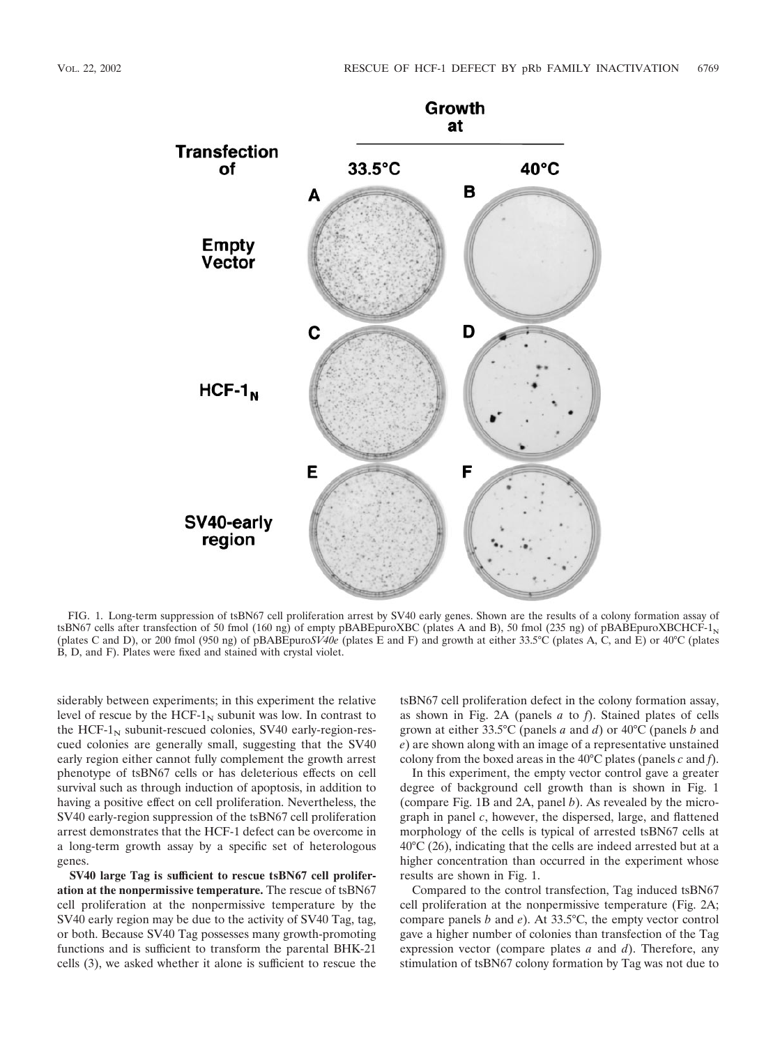FIG. 1. Long-term suppression of tsBN67 cell proliferation arrest by SV40 early genes. Shown are the results of a colony formation assay of tsBN67 cells after transfection of 50 fmol (160 ng) of empty pBABEpuroXBC (plates A and B), 50 fmol (235 ng) of pBABEpuroXBCHCF-$1_N$ (plates C and D), or 200 fmol (950 ng) of pBABEpuro*SV40e* (plates E and F) and growth at either 33.5°C (plates A, C, and E) or 40°C (plates B, D, and F). Plates were fixed and stained with crystal violet.

siderably between experiments; in this experiment the relative level of rescue by the HCF-$1_N$ subunit was low. In contrast to the HCF-$1_N$ subunit-rescued colonies, SV40 early-region-rescued colonies are generally small, suggesting that the SV40 early region either cannot fully complement the growth arrest phenotype of tsBN67 cells or has deleterious effects on cell survival such as through induction of apoptosis, in addition to having a positive effect on cell proliferation. Nevertheless, the SV40 early-region suppression of the tsBN67 cell proliferation arrest demonstrates that the HCF-1 defect can be overcome in a long-term growth assay by a specific set of heterologous genes.

**SV40 large Tag is sufficient to rescue tsBN67 cell proliferation at the nonpermissive temperature.** The rescue of tsBN67 cell proliferation at the nonpermissive temperature by the SV40 early region may be due to the activity of SV40 Tag, tag, or both. Because SV40 Tag possesses many growth-promoting functions and is sufficient to transform the parental BHK-21 cells (3), we asked whether it alone is sufficient to rescue the tsBN67 cell proliferation defect in the colony formation assay, as shown in Fig. 2A (panels *a* to *f*). Stained plates of cells grown at either 33.5°C (panels *a* and *d*) or 40°C (panels *b* and *e*) are shown along with an image of a representative unstained colony from the boxed areas in the 40°C plates (panels *c* and *f*).

In this experiment, the empty vector control gave a greater degree of background cell growth than is shown in Fig. 1 (compare Fig. 1B and 2A, panel *b*). As revealed by the micrograph in panel *c*, however, the dispersed, large, and flattened morphology of the cells is typical of arrested tsBN67 cells at 40°C (26), indicating that the cells are indeed arrested but at a higher concentration than occurred in the experiment whose results are shown in Fig. 1.

Compared to the control transfection, Tag induced tsBN67 cell proliferation at the nonpermissive temperature (Fig. 2A; compare panels *b* and *e*). At 33.5°C, the empty vector control gave a higher number of colonies than transfection of the Tag expression vector (compare plates *a* and *d*). Therefore, any stimulation of tsBN67 colony formation by Tag was not due to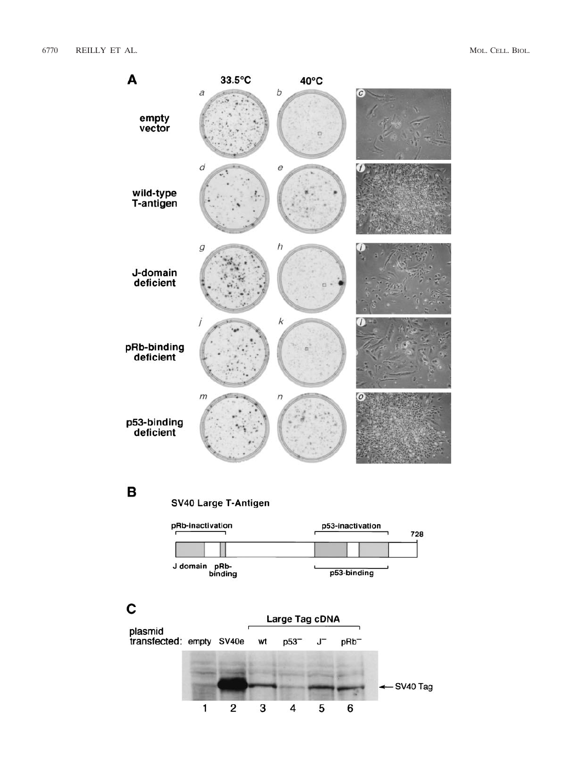**A**

| | 33.5°C | 40°C | |
|---|---|---|---|
| empty vector | *a* | *b* | *c* |
| wild-type T-antigen | *d* | *e* | *f* |
| J-domain deficient | *g* | *h* | *i* |
| pRb-binding deficient | *j* | *k* | *l* |
| p53-binding deficient | *m* | *n* | *o* |

**B**

SV40 Large T-Antigen

pRb-inactivation — p53-inactivation — 728

J domain — pRb-binding — p53-binding

**C**

plasmid transfected: empty, SV40e, Large Tag cDNA: wt, p53⁻, J⁻, pRb⁻

← SV40 Tag

1 2 3 4 5 6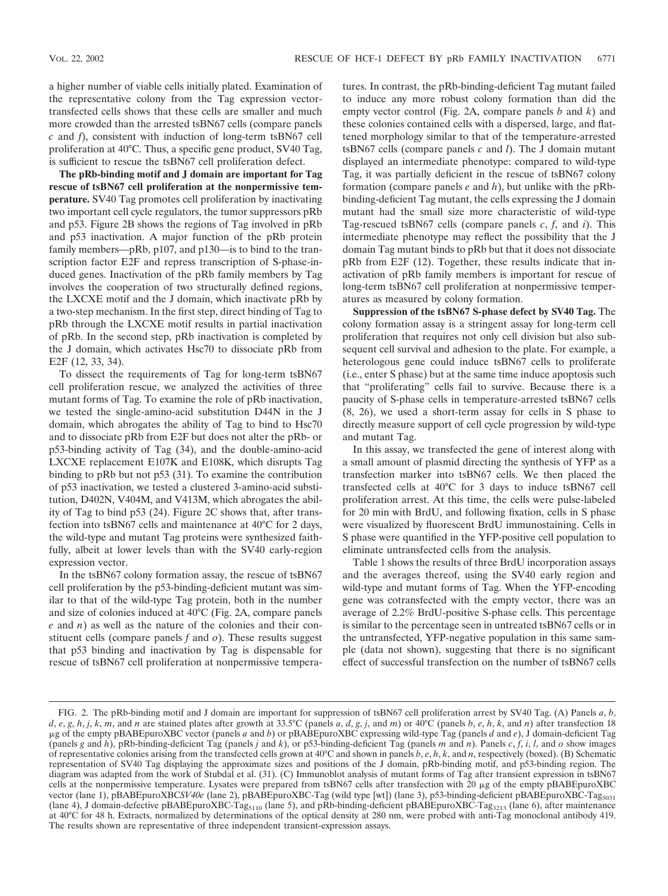a higher number of viable cells initially plated. Examination of the representative colony from the Tag expression vector-transfected cells shows that these cells are smaller and much more crowded than the arrested tsBN67 cells (compare panels *c* and *f*), consistent with induction of long-term tsBN67 cell proliferation at 40°C. Thus, a specific gene product, SV40 Tag, is sufficient to rescue the tsBN67 cell proliferation defect.

**The pRb-binding motif and J domain are important for Tag rescue of tsBN67 cell proliferation at the nonpermissive temperature.** SV40 Tag promotes cell proliferation by inactivating two important cell cycle regulators, the tumor suppressors pRb and p53. Figure 2B shows the regions of Tag involved in pRb and p53 inactivation. A major function of the pRb protein family members—pRb, p107, and p130—is to bind to the transcription factor E2F and repress transcription of S-phase-induced genes. Inactivation of the pRb family members by Tag involves the cooperation of two structurally defined regions, the LXCXE motif and the J domain, which inactivate pRb by a two-step mechanism. In the first step, direct binding of Tag to pRb through the LXCXE motif results in partial inactivation of pRb. In the second step, pRb inactivation is completed by the J domain, which activates Hsc70 to dissociate pRb from E2F (12, 33, 34).

To dissect the requirements of Tag for long-term tsBN67 cell proliferation rescue, we analyzed the activities of three mutant forms of Tag. To examine the role of pRb inactivation, we tested the single-amino-acid substitution D44N in the J domain, which abrogates the ability of Tag to bind to Hsc70 and to dissociate pRb from E2F but does not alter the pRb- or p53-binding activity of Tag (34), and the double-amino-acid LXCXE replacement E107K and E108K, which disrupts Tag binding to pRb but not p53 (31). To examine the contribution of p53 inactivation, we tested a clustered 3-amino-acid substitution, D402N, V404M, and V413M, which abrogates the ability of Tag to bind p53 (24). Figure 2C shows that, after transfection into tsBN67 cells and maintenance at 40°C for 2 days, the wild-type and mutant Tag proteins were synthesized faithfully, albeit at lower levels than with the SV40 early-region expression vector.

In the tsBN67 colony formation assay, the rescue of tsBN67 cell proliferation by the p53-binding-deficient mutant was similar to that of the wild-type Tag protein, both in the number and size of colonies induced at 40°C (Fig. 2A, compare panels *e* and *n*) as well as the nature of the colonies and their constituent cells (compare panels *f* and *o*). These results suggest that p53 binding and inactivation by Tag is dispensable for rescue of tsBN67 cell proliferation at nonpermissive temperatures. In contrast, the pRb-binding-deficient Tag mutant failed to induce any more robust colony formation than did the empty vector control (Fig. 2A, compare panels *b* and *k*) and these colonies contained cells with a dispersed, large, and flattened morphology similar to that of the temperature-arrested tsBN67 cells (compare panels *c* and *l*). The J domain mutant displayed an intermediate phenotype: compared to wild-type Tag, it was partially deficient in the rescue of tsBN67 colony formation (compare panels *e* and *h*), but unlike with the pRb-binding-deficient Tag mutant, the cells expressing the J domain mutant had the small size more characteristic of wild-type Tag-rescued tsBN67 cells (compare panels *c*, *f*, and *i*). This intermediate phenotype may reflect the possibility that the J domain Tag mutant binds to pRb but that it does not dissociate pRb from E2F (12). Together, these results indicate that inactivation of pRb family members is important for rescue of long-term tsBN67 cell proliferation at nonpermissive temperatures as measured by colony formation.

**Suppression of the tsBN67 S-phase defect by SV40 Tag.** The colony formation assay is a stringent assay for long-term cell proliferation that requires not only cell division but also subsequent cell survival and adhesion to the plate. For example, a heterologous gene could induce tsBN67 cells to proliferate (i.e., enter S phase) but at the same time induce apoptosis such that "proliferating" cells fail to survive. Because there is a paucity of S-phase cells in temperature-arrested tsBN67 cells (8, 26), we used a short-term assay for cells in S phase to directly measure support of cell cycle progression by wild-type and mutant Tag.

In this assay, we transfected the gene of interest along with a small amount of plasmid directing the synthesis of YFP as a transfection marker into tsBN67 cells. We then placed the transfected cells at 40°C for 3 days to induce tsBN67 cell proliferation arrest. At this time, the cells were pulse-labeled for 20 min with BrdU, and following fixation, cells in S phase were visualized by fluorescent BrdU immunostaining. Cells in S phase were quantified in the YFP-positive cell population to eliminate untransfected cells from the analysis.

Table 1 shows the results of three BrdU incorporation assays and the averages thereof, using the SV40 early region and wild-type and mutant forms of Tag. When the YFP-encoding gene was cotransfected with the empty vector, there was an average of 2.2% BrdU-positive S-phase cells. This percentage is similar to the percentage seen in untreated tsBN67 cells or in the untransfected, YFP-negative population in this same sample (data not shown), suggesting that there is no significant effect of successful transfection on the number of tsBN67 cells

FIG. 2. The pRb-binding motif and J domain are important for suppression of tsBN67 cell proliferation arrest by SV40 Tag. (A) Panels *a*, *b*, *d*, *e*, *g*, *h*, *j*, *k*, *m*, and *n* are stained plates after growth at 33.5°C (panels *a*, *d*, *g*, *j*, and *m*) or 40°C (panels *b*, *e*, *h*, *k*, and *n*) after transfection 18 μg of the empty pBABEpuroXBC vector (panels *a* and *b*) or pBABEpuroXBC expressing wild-type Tag (panels *d* and *e*), J domain-deficient Tag (panels *g* and *h*), pRb-binding-deficient Tag (panels *j* and *k*), or p53-binding-deficient Tag (panels *m* and *n*). Panels *c*, *f*, *i*, *l*, and *o* show images of representative colonies arising from the transfected cells grown at 40°C and shown in panels *b*, *e*, *h*, *k*, and *n*, respectively. (B) Schematic representation of SV40 Tag displaying the approximate sizes and positions of the J domain, pRb-binding motif, and p53-binding region (boxed). The diagram was adapted from the work of Stubdal et al. (31). (C) Immunoblot analysis of mutant forms of Tag after transient expression in tsBN67 cells at the nonpermissive temperature. Lysates were prepared from tsBN67 cells after transfection with 20 μg of the empty pBABEpuroXBC vector (lane 1), pBABEpuroXBC*SV40e* (lane 2), pBABEpuroXBC-Tag (wild type [wt]) (lane 3), p53-binding-deficient pBABEpuroXBC-Tag$_{5031}$ (lane 4), J domain-defective pBABEpuroXBC-Tag$_{5110}$ (lane 5), and pRb-binding-deficient pBABEpuroXBC-Tag$_{3213}$ (lane 6), after maintenance at 40°C for 48 h. Extracts, normalized by determinations of the optical density at 280 nm, were probed with anti-Tag monoclonal antibody 419. The results shown are representative of three independent transient-expression assays.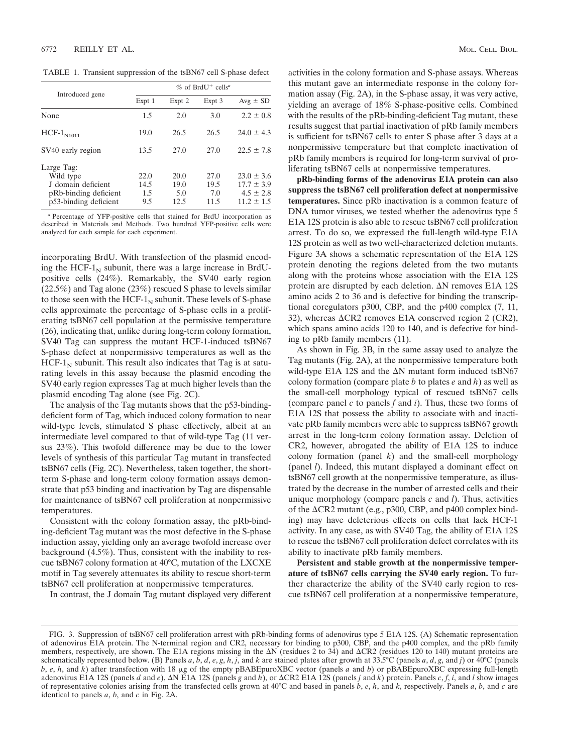TABLE 1. Transient suppression of the tsBN67 cell S-phase defect

| Introduced gene | % of BrdU+ cells[a] | | | |
|---|---|---|---|---|
| | Expt 1 | Expt 2 | Expt 3 | Avg ± SD |
| None | 1.5 | 2.0 | 3.0 | 2.2 ± 0.8 |
| HCF-$1_{N1011}$ | 19.0 | 26.5 | 26.5 | 24.0 ± 4.3 |
| SV40 early region | 13.5 | 27.0 | 27.0 | 22.5 ± 7.8 |
| Large Tag: | | | | |
| Wild type | 22.0 | 20.0 | 27.0 | 23.0 ± 3.6 |
| J domain deficient | 14.5 | 19.0 | 19.5 | 17.7 ± 3.9 |
| pRb-binding deficient | 1.5 | 5.0 | 7.0 | 4.5 ± 2.8 |
| p53-binding deficient | 9.5 | 12.0 | 11.5 | 11.2 ± 1.5 |

[a] Percentage of YFP-positive cells that stained for BrdU incorporation as described in Materials and Methods. Two hundred YFP-positive cells were analyzed for each sample for each experiment.

incorporating BrdU. With transfection of the plasmid encoding the HCF-$1_N$ subunit, there was a large increase in BrdU-positive cells (24%). Remarkably, the SV40 early region (22.5%) and Tag alone (23%) rescued S phase to levels similar to those seen with the HCF-$1_N$ subunit. These levels of S-phase cells approximate the percentage of S-phase cells in a proliferating tsBN67 cell population at the permissive temperature (26), indicating that, unlike during long-term colony formation, SV40 Tag can suppress the mutant HCF-1-induced tsBN67 S-phase defect at nonpermissive temperatures as well as the HCF-$1_N$ subunit. This result also indicates that Tag is at saturating levels in this assay because the plasmid encoding the SV40 early region expresses Tag at much higher levels than the plasmid encoding Tag alone (see Fig. 2C).

The analysis of the Tag mutants shows that the p53-binding-deficient form of Tag, which induced colony formation to near wild-type levels, stimulated S phase effectively, albeit at an intermediate level compared to that of wild-type Tag (11 versus 23%). This twofold difference may be due to the lower levels of synthesis of this particular Tag mutant in transfected tsBN67 cells (Fig. 2C). Nevertheless, taken together, the short-term S-phase and long-term colony formation assays demonstrate that p53 binding and inactivation by Tag are dispensable for maintenance of tsBN67 cell proliferation at nonpermissive temperatures.

Consistent with the colony formation assay, the pRb-binding-deficient Tag mutant was the most defective in the S-phase induction assay, yielding only an average twofold increase over background (4.5%). Thus, consistent with the inability to rescue tsBN67 colony formation at 40°C, mutation of the LXCXE motif in Tag severely attenuates its ability to rescue short-term tsBN67 cell proliferation at nonpermissive temperatures.

In contrast, the J domain Tag mutant displayed very different activities in the colony formation and S-phase assays. Whereas this mutant gave an intermediate response in the colony formation assay (Fig. 2A), in the S-phase assay, it was very active, yielding an average of 18% S-phase-positive cells. Combined with the results of the pRb-binding-deficient Tag mutant, these results suggest that partial inactivation of pRb family members is sufficient for tsBN67 cells to enter S phase after 3 days at a nonpermissive temperature but that complete inactivation of pRb family members is required for long-term survival of proliferating tsBN67 cells at nonpermissive temperatures.

**pRb-binding forms of the adenovirus E1A protein can also suppress the tsBN67 cell proliferation defect at nonpermissive temperatures.** Since pRb inactivation is a common feature of DNA tumor viruses, we tested whether the adenovirus type 5 E1A 12S protein is also able to rescue tsBN67 cell proliferation arrest. To do so, we expressed the full-length wild-type E1A 12S protein as well as two well-characterized deletion mutants. Figure 3A shows a schematic representation of the E1A 12S protein denoting the regions deleted from the two mutants along with the proteins whose association with the E1A 12S protein are disrupted by each deletion. ΔN removes E1A 12S amino acids 2 to 36 and is defective for binding the transcriptional coregulators p300, CBP, and the p400 complex (7, 11, 32), whereas ΔCR2 removes E1A conserved region 2 (CR2), which spans amino acids 120 to 140, and is defective for binding to pRb family members (11).

As shown in Fig. 3B, in the same assay used to analyze the Tag mutants (Fig. 2A), at the nonpermissive temperature both wild-type E1A 12S and the ΔN mutant form induced tsBN67 colony formation (compare plate *b* to plates *e* and *h*) as well as the small-cell morphology typical of rescued tsBN67 cells (compare panel *c* to panels *f* and *i*). Thus, these two forms of E1A 12S that possess the ability to associate with and inactivate pRb family members were able to suppress tsBN67 growth arrest in the long-term colony formation assay. Deletion of CR2, however, abrogated the ability of E1A 12S to induce colony formation (panel *k*) and the small-cell morphology (panel *l*). Indeed, this mutant displayed a dominant effect on tsBN67 cell growth at the nonpermissive temperature, as illustrated by the decrease in the number of arrested cells and their unique morphology (compare panels *c* and *l*). Thus, activities of the ΔCR2 mutant (e.g., p300, CBP, and p400 complex binding) may have deleterious effects on cells that lack HCF-1 activity. In any case, as with SV40 Tag, the ability of E1A 12S to rescue the tsBN67 cell proliferation defect correlates with its ability to inactivate pRb family members.

**Persistent and stable growth at the nonpermissive temperature of tsBN67 cells carrying the SV40 early region.** To further characterize the ability of the SV40 early region to rescue tsBN67 cell proliferation at a nonpermissive temperature,

FIG. 3. Suppression of tsBN67 cell proliferation arrest with pRb-binding forms of adenovirus type 5 E1A 12S. (A) Schematic representation of adenovirus E1A protein. The N-terminal region and CR2, necessary for binding to p300, CBP, and the p400 complex, and the pRb family members, respectively, are shown. The E1A regions missing in the ΔN (residues 2 to 34) and ΔCR2 (residues 120 to 140) mutant proteins are schematically represented below. (B) Panels *a*, *b*, *d*, *e*, *g*, *h*, *j*, and *k* are stained plates after growth at 33.5°C (panels *a*, *d*, *g*, and *j*) or 40°C (panels *b*, *e*, *h*, and *k*) after transfection with 18 μg of the empty pBABEpuroXBC vector (panels *a* and *b*) or pBABEpuroXBC expressing full-length adenovirus E1A 12S (panels *d* and *e*), ΔN E1A 12S (panels *g* and *h*), or ΔCR2 E1A 12S (panels *j* and *k*) protein. Panels *c*, *f*, *i*, and *l* show images of representative colonies arising from the transfected cells grown at 40°C and based in panels *b*, *e*, *h*, and *k*, respectively. Panels *a*, *b*, and *c* are identical to panels *a*, *b*, and *c* in Fig. 2A.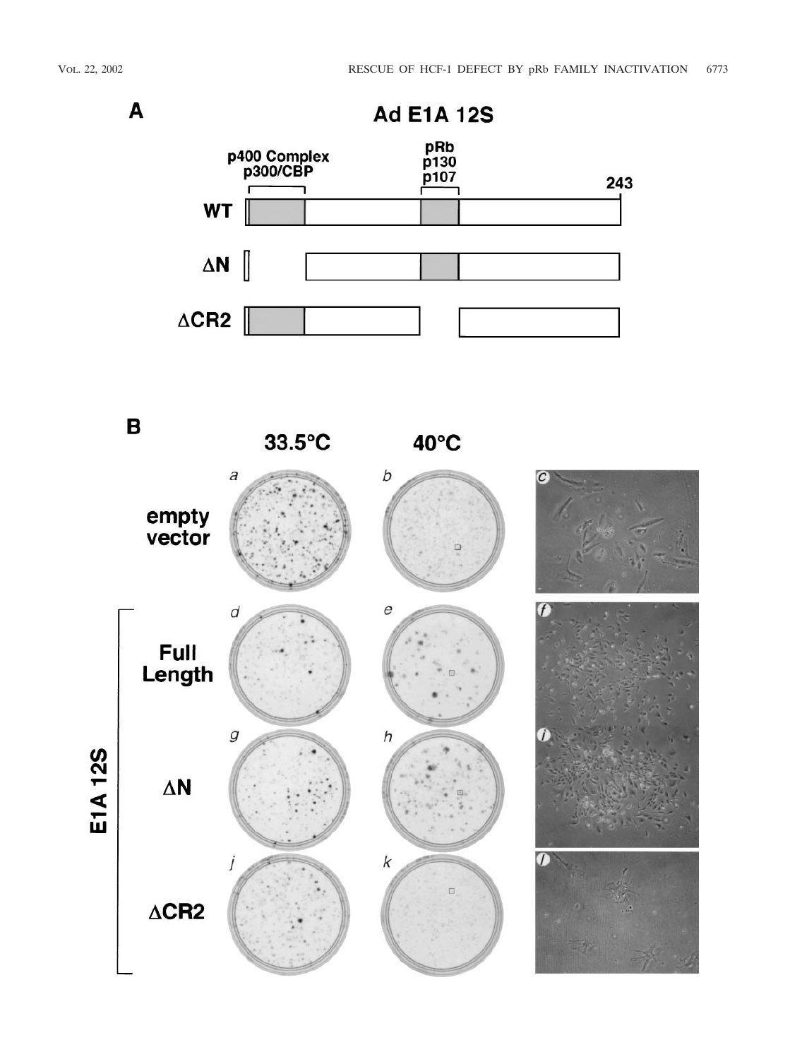A

Ad E1A 12S

p400 Complex
p300/CBP

pRb
p130
p107

243

WT

ΔN

ΔCR2

B

33.5°C

40°C

empty vector

E1A 12S

Full Length

ΔN

ΔCR2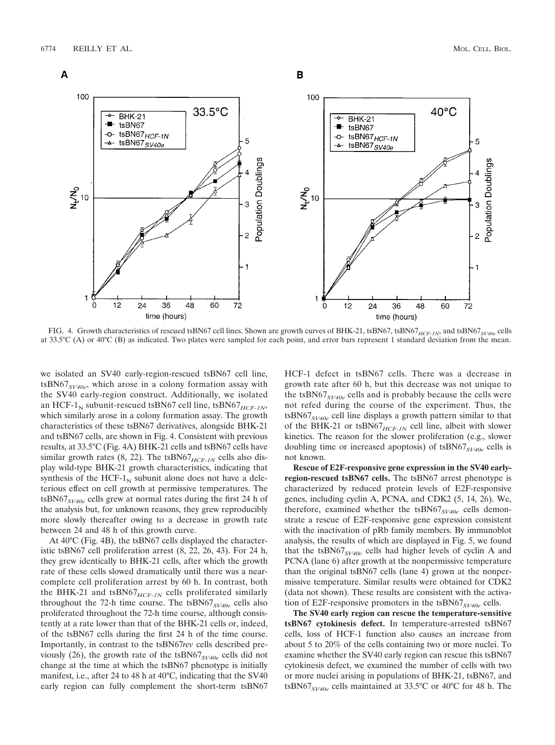FIG. 4. Growth characteristics of rescued tsBN67 cell lines. Shown are growth curves of BHK-21, tsBN67, tsBN67$_{HCF\text{-}1N}$, and tsBN67$_{SV40e}$ cells at 33.5°C (A) or 40°C (B) as indicated. Two plates were sampled for each point, and error bars represent 1 standard deviation from the mean.

we isolated an SV40 early-region-rescued tsBN67 cell line, tsBN67$_{SV40e}$, which arose in a colony formation assay with the SV40 early-region construct. Additionally, we isolated an HCF-1$_N$ subunit-rescued tsBN67 cell line, tsBN67$_{HCF\text{-}1N}$, which similarly arose in a colony formation assay. The growth characteristics of these tsBN67 derivatives, alongside BHK-21 and tsBN67 cells, are shown in Fig. 4. Consistent with previous results, at 33.5°C (Fig. 4A) BHK-21 cells and tsBN67 cells have similar growth rates (8, 22). The tsBN67$_{HCF\text{-}1N}$ cells also display wild-type BHK-21 growth characteristics, indicating that synthesis of the HCF-1$_N$ subunit alone does not have a deleterious effect on cell growth at permissive temperatures. The tsBN67$_{SV40e}$ cells grew at normal rates during the first 24 h of the analysis but, for unknown reasons, they grew reproducibly more slowly thereafter owing to a decrease in growth rate between 24 and 48 h of this growth curve.

At 40°C (Fig. 4B), the tsBN67 cells displayed the characteristic tsBN67 cell proliferation arrest (8, 22, 26, 43). For 24 h, they grew identically to BHK-21 cells, after which the growth rate of these cells slowed dramatically until there was a near-complete cell proliferation arrest by 60 h. In contrast, both the BHK-21 and tsBN67$_{HCF\text{-}1N}$ cells proliferated similarly throughout the 72-h time course. The tsBN67$_{SV40e}$ cells also proliferated throughout the 72-h time course, although consistently at a rate lower than that of the BHK-21 cells or, indeed, of the tsBN67 cells during the first 24 h of the time course. Importantly, in contrast to the tsBN67*rev* cells described previously (26), the growth rate of the tsBN67$_{SV40e}$ cells did not change at the time at which the tsBN67 phenotype is initially manifest, i.e., after 24 to 48 h at 40°C, indicating that the SV40 early region can fully complement the short-term tsBN67 HCF-1 defect in tsBN67 cells. There was a decrease in growth rate after 60 h, but this decrease was not unique to the tsBN67$_{SV40e}$ cells and is probably because the cells were not refed during the course of the experiment. Thus, the tsBN67$_{SV40e}$ cell line displays a growth pattern similar to that of the BHK-21 or tsBN67$_{HCF\text{-}1N}$ cell line, albeit with slower kinetics. The reason for the slower proliferation (e.g., slower doubling time or increased apoptosis) of tsBN67$_{SV40e}$ cells is not known.

**Rescue of E2F-responsive gene expression in the SV40 early-region-rescued tsBN67 cells.** The tsBN67 arrest phenotype is characterized by reduced protein levels of E2F-responsive genes, including cyclin A, PCNA, and CDK2 (5, 14, 26). We, therefore, examined whether the tsBN67$_{SV40e}$ cells demonstrate a rescue of E2F-responsive gene expression consistent with the inactivation of pRb family members. By immunoblot analysis, the results of which are displayed in Fig. 5, we found that the tsBN67$_{SV40e}$ cells had higher levels of cyclin A and PCNA (lane 6) after growth at the nonpermissive temperature than the original tsBN67 cells (lane 4) grown at the nonpermissive temperature. Similar results were obtained for CDK2 (data not shown). These results are consistent with the activation of E2F-responsive promoters in the tsBN67$_{SV40e}$ cells.

**The SV40 early region can rescue the temperature-sensitive tsBN67 cytokinesis defect.** In temperature-arrested tsBN67 cells, loss of HCF-1 function also causes an increase from about 5 to 20% of the cells containing two or more nuclei. To examine whether the SV40 early region can rescue this tsBN67 cytokinesis defect, we examined the number of cells with two or more nuclei arising in populations of BHK-21, tsBN67, and tsBN67$_{SV40e}$ cells maintained at 33.5°C or 40°C for 48 h. The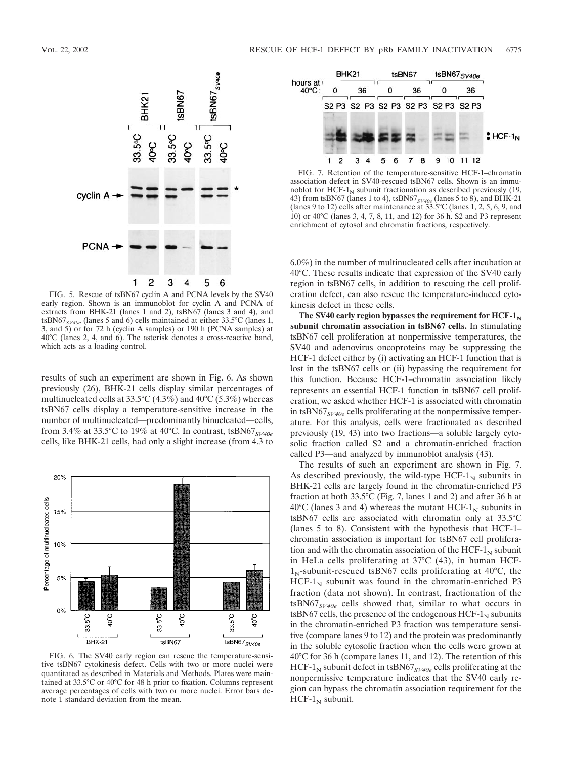FIG. 5. Rescue of tsBN67 cyclin A and PCNA levels by the SV40 early region. Shown is an immunoblot for cyclin A and PCNA of extracts from BHK-21 (lanes 1 and 2), tsBN67 (lanes 3 and 4), and $tsBN67_{SV40e}$ (lanes 5 and 6) cells maintained at either 33.5°C (lanes 1, 3, and 5) or for 72 h (cyclin A samples) or 190 h (PCNA samples) at 40°C (lanes 2, 4, and 6). The asterisk denotes a cross-reactive band, which acts as a loading control.

results of such an experiment are shown in Fig. 6. As shown previously (26), BHK-21 cells display similar percentages of multinucleated cells at 33.5°C (4.3%) and 40°C (5.3%) whereas tsBN67 cells display a temperature-sensitive increase in the number of multinucleated—predominantly binucleated—cells, from 3.4% at 33.5°C to 19% at 40°C. In contrast, $tsBN67_{SV40e}$ cells, like BHK-21 cells, had only a slight increase (from 4.3 to 6.0%) in the number of multinucleated cells after incubation at 40°C. These results indicate that expression of the SV40 early region in tsBN67 cells, in addition to rescuing the cell proliferation defect, can also rescue the temperature-induced cytokinesis defect in these cells.

FIG. 6. The SV40 early region can rescue the temperature-sensitive tsBN67 cytokinesis defect. Cells with two or more nuclei were quantitated as described in Materials and Methods. Plates were maintained at 33.5°C or 40°C for 48 h prior to fixation. Columns represent average percentages of cells with two or more nuclei. Error bars denote 1 standard deviation from the mean.

FIG. 7. Retention of the temperature-sensitive HCF-1–chromatin association defect in SV40-rescued tsBN67 cells. Shown is an immunoblot for $HCF\text{-}1_N$ subunit fractionation as described previously (19, 43) from tsBN67 (lanes 1 to 4), $tsBN67_{SV40e}$ (lanes 5 to 8), and BHK-21 (lanes 9 to 12) cells after maintenance at 33.5°C (lanes 1, 2, 5, 6, 9, and 10) or 40°C (lanes 3, 4, 7, 8, 11, and 12) for 36 h. S2 and P3 represent enrichment of cytosol and chromatin fractions, respectively.

**The SV40 early region bypasses the requirement for $HCF\text{-}1_N$ subunit chromatin association in tsBN67 cells.** In stimulating tsBN67 cell proliferation at nonpermissive temperatures, the SV40 and adenovirus oncoproteins may be suppressing the HCF-1 defect either by (i) activating an HCF-1 function that is lost in the tsBN67 cells or (ii) bypassing the requirement for this function. Because HCF-1–chromatin association likely represents an essential HCF-1 function in tsBN67 cell proliferation, we asked whether HCF-1 is associated with chromatin in $tsBN67_{SV40e}$ cells proliferating at the nonpermissive temperature. For this analysis, cells were fractionated as described previously (19, 43) into two fractions—a soluble largely cytosolic fraction called S2 and a chromatin-enriched fraction called P3—and analyzed by immunoblot analysis (43).

The results of such an experiment are shown in Fig. 7. As described previously, the wild-type $HCF\text{-}1_N$ subunits in BHK-21 cells are largely found in the chromatin-enriched P3 fraction at both 33.5°C (Fig. 7, lanes 1 and 2) and after 36 h at 40°C (lanes 3 and 4) whereas the mutant $HCF\text{-}1_N$ subunits in tsBN67 cells are associated with chromatin only at 33.5°C (lanes 5 to 8). Consistent with the hypothesis that HCF-1–chromatin association is important for tsBN67 cell proliferation and with the chromatin association of the $HCF\text{-}1_N$ subunit in HeLa cells proliferating at 37°C (43), in human $HCF\text{-}1_N$-subunit-rescued tsBN67 cells proliferating at 40°C, the $HCF\text{-}1_N$ subunit was found in the chromatin-enriched P3 fraction (data not shown). In contrast, fractionation of the $tsBN67_{SV40e}$ cells showed that, similar to what occurs in tsBN67 cells, the presence of the endogenous $HCF\text{-}1_N$ subunits in the chromatin-enriched P3 fraction was temperature sensitive (compare lanes 9 to 12) and the protein was predominantly in the soluble cytosolic fraction when the cells were grown at 40°C for 36 h (compare lanes 11, and 12). The retention of this $HCF\text{-}1_N$ subunit defect in $tsBN67_{SV40e}$ cells proliferating at the nonpermissive temperature indicates that the SV40 early region can bypass the chromatin association requirement for the $HCF\text{-}1_N$ subunit.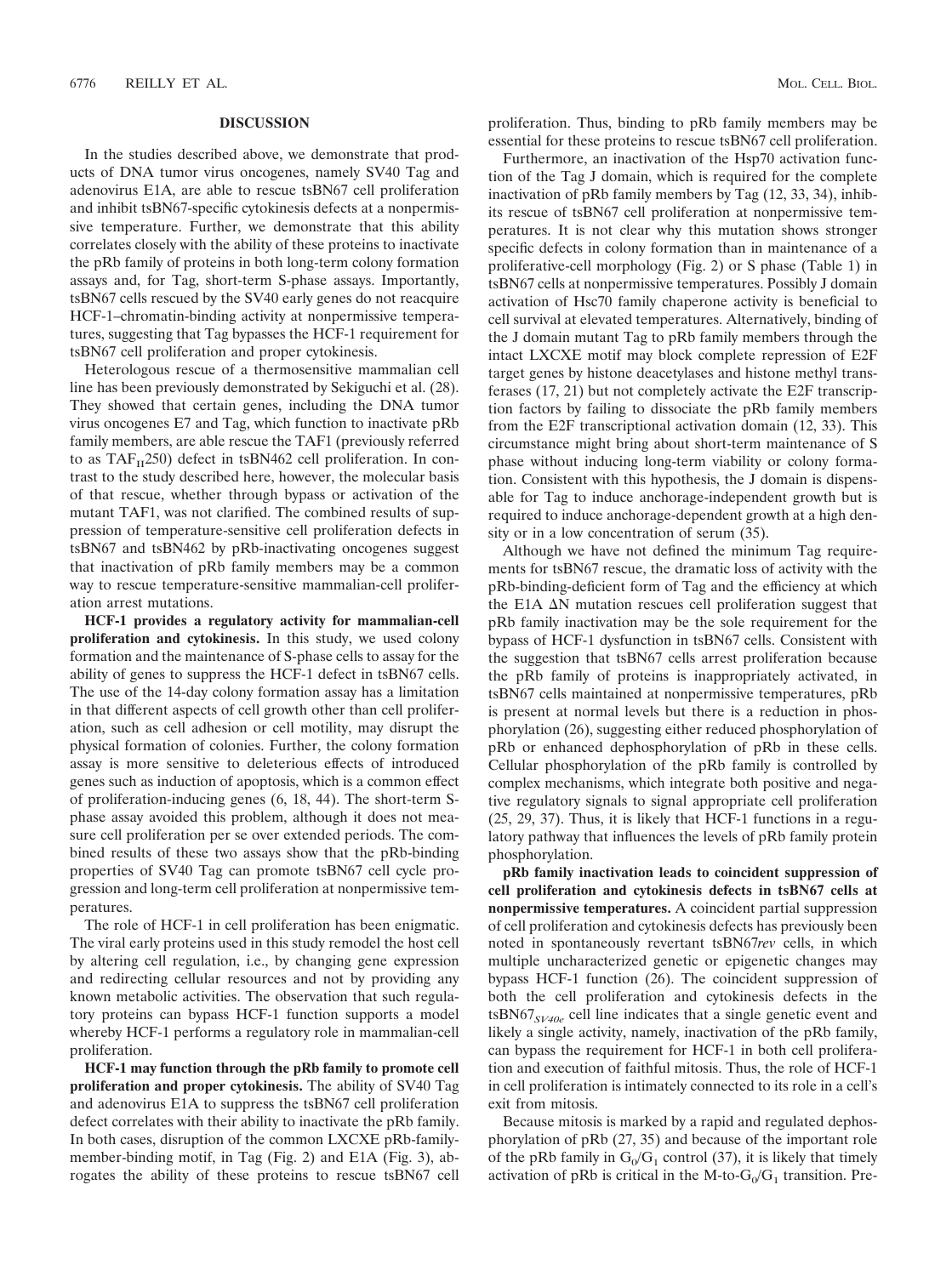## DISCUSSION

In the studies described above, we demonstrate that products of DNA tumor virus oncogenes, namely SV40 Tag and adenovirus E1A, are able to rescue tsBN67 cell proliferation and inhibit tsBN67-specific cytokinesis defects at a nonpermissive temperature. Further, we demonstrate that this ability correlates closely with the ability of these proteins to inactivate the pRb family of proteins in both long-term colony formation assays and, for Tag, short-term S-phase assays. Importantly, tsBN67 cells rescued by the SV40 early genes do not reacquire HCF-1–chromatin-binding activity at nonpermissive temperatures, suggesting that Tag bypasses the HCF-1 requirement for tsBN67 cell proliferation and proper cytokinesis.

Heterologous rescue of a thermosensitive mammalian cell line has been previously demonstrated by Sekiguchi et al. (28). They showed that certain genes, including the DNA tumor virus oncogenes E7 and Tag, which function to inactivate pRb family members, are able rescue the TAF1 (previously referred to as $TAF_{II}250$) defect in tsBN462 cell proliferation. In contrast to the study described here, however, the molecular basis of that rescue, whether through bypass or activation of the mutant TAF1, was not clarified. The combined results of suppression of temperature-sensitive cell proliferation defects in tsBN67 and tsBN462 by pRb-inactivating oncogenes suggest that inactivation of pRb family members may be a common way to rescue temperature-sensitive mammalian-cell proliferation arrest mutations.

**HCF-1 provides a regulatory activity for mammalian-cell proliferation and cytokinesis.** In this study, we used colony formation and the maintenance of S-phase cells to assay for the ability of genes to suppress the HCF-1 defect in tsBN67 cells. The use of the 14-day colony formation assay has a limitation in that different aspects of cell growth other than cell proliferation, such as cell adhesion or cell motility, may disrupt the physical formation of colonies. Further, the colony formation assay is more sensitive to deleterious effects of introduced genes such as induction of apoptosis, which is a common effect of proliferation-inducing genes (6, 18, 44). The short-term S-phase assay avoided this problem, although it does not measure cell proliferation per se over extended periods. The combined results of these two assays show that the pRb-binding properties of SV40 Tag can promote tsBN67 cell cycle progression and long-term cell proliferation at nonpermissive temperatures.

The role of HCF-1 in cell proliferation has been enigmatic. The viral early proteins used in this study remodel the host cell by altering cell regulation, i.e., by changing gene expression and redirecting cellular resources and not by providing any known metabolic activities. The observation that such regulatory proteins can bypass HCF-1 function supports a model whereby HCF-1 performs a regulatory role in mammalian-cell proliferation.

**HCF-1 may function through the pRb family to promote cell proliferation and proper cytokinesis.** The ability of SV40 Tag and adenovirus E1A to suppress the tsBN67 cell proliferation defect correlates with their ability to inactivate the pRb family. In both cases, disruption of the common LXCXE pRb-family-member-binding motif, in Tag (Fig. 2) and E1A (Fig. 3), abrogates the ability of these proteins to rescue tsBN67 cell proliferation. Thus, binding to pRb family members may be essential for these proteins to rescue tsBN67 cell proliferation.

Furthermore, an inactivation of the Hsp70 activation function of the Tag J domain, which is required for the complete inactivation of pRb family members by Tag (12, 33, 34), inhibits its rescue of tsBN67 cell proliferation at nonpermissive temperatures. It is not clear why this mutation shows stronger specific defects in colony formation than in maintenance of a proliferative-cell morphology (Fig. 2) or S phase (Table 1) in tsBN67 cells at nonpermissive temperatures. Possibly J domain activation of Hsc70 family chaperone activity is beneficial to cell survival at elevated temperatures. Alternatively, binding of the J domain mutant Tag to pRb family members through the intact LXCXE motif may block complete repression of E2F target genes by histone deacetylases and histone methyl transferases (17, 21) but not completely activate the E2F transcription factors by failing to dissociate the pRb family members from the E2F transcriptional activation domain (12, 33). This circumstance might bring about short-term maintenance of S phase without inducing long-term viability or colony formation. Consistent with this hypothesis, the J domain is dispensable for Tag to induce anchorage-independent growth but is required to induce anchorage-dependent growth at a high density or in a low concentration of serum (35).

Although we have not defined the minimum Tag requirements for tsBN67 rescue, the dramatic loss of activity with the pRb-binding-deficient form of Tag and the efficiency at which the E1A ΔN mutation rescues cell proliferation suggest that pRb family inactivation may be the sole requirement for the bypass of HCF-1 dysfunction in tsBN67 cells. Consistent with the suggestion that tsBN67 cells arrest proliferation because the pRb family of proteins is inappropriately activated, in tsBN67 cells maintained at nonpermissive temperatures, pRb is present at normal levels but there is a reduction in phosphorylation (26), suggesting either reduced phosphorylation of pRb or enhanced dephosphorylation of pRb in these cells. Cellular phosphorylation of the pRb family is controlled by complex mechanisms, which integrate both positive and negative regulatory signals to signal appropriate cell proliferation (25, 29, 37). Thus, it is likely that HCF-1 functions in a regulatory pathway that influences the levels of pRb family protein phosphorylation.

**pRb family inactivation leads to coincident suppression of cell proliferation and cytokinesis defects in tsBN67 cells at nonpermissive temperatures.** A coincident partial suppression of cell proliferation and cytokinesis defects has previously been noted in spontaneously revertant tsBN67*rev* cells, in which multiple uncharacterized genetic or epigenetic changes may bypass HCF-1 function (26). The coincident suppression of both the cell proliferation and cytokinesis defects in the $tsBN67_{SV40e}$ cell line indicates that a single genetic event and likely a single activity, namely, inactivation of the pRb family, can bypass the requirement for HCF-1 in both cell proliferation and execution of faithful mitosis. Thus, the role of HCF-1 in cell proliferation is intimately connected to its role in a cell's exit from mitosis.

Because mitosis is marked by a rapid and regulated dephosphorylation of pRb (27, 35) and because of the important role of the pRb family in $G_0/G_1$ control (37), it is likely that timely activation of pRb is critical in the M-to-$G_0/G_1$ transition. Pre-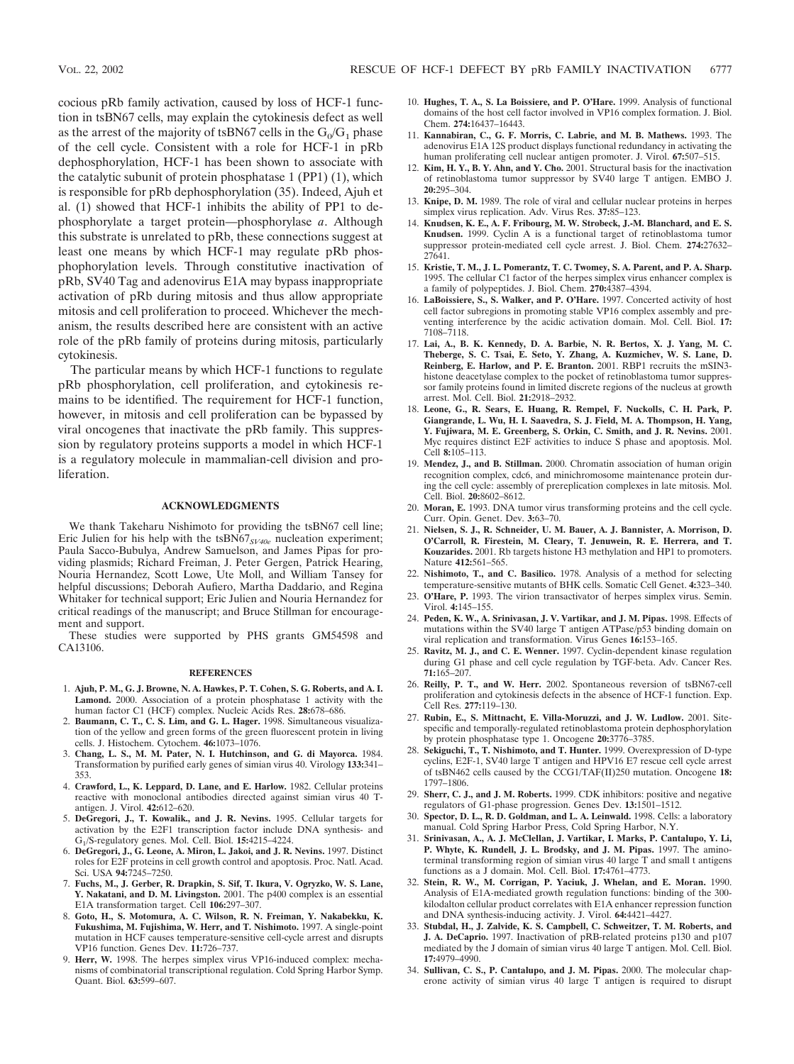cocious pRb family activation, caused by loss of HCF-1 function in tsBN67 cells, may explain the cytokinesis defect as well as the arrest of the majority of tsBN67 cells in the $G_0/G_1$ phase of the cell cycle. Consistent with a role for HCF-1 in pRb dephosphorylation, HCF-1 has been shown to associate with the catalytic subunit of protein phosphatase 1 (PP1) (1), which is responsible for pRb dephosphorylation (35). Indeed, Ajuh et al. (1) showed that HCF-1 inhibits the ability of PP1 to dephosphorylate a target protein—phosphorylase *a*. Although this substrate is unrelated to pRb, these connections suggest at least one means by which HCF-1 may regulate pRb phosphophorylation levels. Through constitutive inactivation of pRb, SV40 Tag and adenovirus E1A may bypass inappropriate activation of pRb during mitosis and thus allow appropriate mitosis and cell proliferation to proceed. Whichever the mechanism, the results described here are consistent with an active role of the pRb family of proteins during mitosis, particularly cytokinesis.

The particular means by which HCF-1 functions to regulate pRb phosphorylation, cell proliferation, and cytokinesis remains to be identified. The requirement for HCF-1 function, however, in mitosis and cell proliferation can be bypassed by viral oncogenes that inactivate the pRb family. This suppression by regulatory proteins supports a model in which HCF-1 is a regulatory molecule in mammalian-cell division and proliferation.

## ACKNOWLEDGMENTS

We thank Takeharu Nishimoto for providing the tsBN67 cell line; Eric Julien for his help with the tsBN67$_{SV40e}$ nucleation experiment; Paula Sacco-Bubulya, Andrew Samuelson, and James Pipas for providing plasmids; Richard Freiman, J. Peter Gergen, Patrick Hearing, Nouria Hernandez, Scott Lowe, Ute Moll, and William Tansey for helpful discussions; Deborah Aufiero, Martha Daddario, and Regina Whitaker for technical support; Eric Julien and Nouria Hernandez for critical readings of the manuscript; and Bruce Stillman for encouragement and support.

These studies were supported by PHS grants GM54598 and CA13106.

## REFERENCES

1. **Ajuh, P. M., G. J. Browne, N. A. Hawkes, P. T. Cohen, S. G. Roberts, and A. I. Lamond.** 2000. Association of a protein phosphatase 1 activity with the human factor C1 (HCF) complex. Nucleic Acids Res. **28:**678–686.
2. **Baumann, C. T., C. S. Lim, and G. L. Hager.** 1998. Simultaneous visualization of the yellow and green forms of the green fluorescent protein in living cells. J. Histochem. Cytochem. **46:**1073–1076.
3. **Chang, L. S., M. M. Pater, N. I. Hutchinson, and G. di Mayorca.** 1984. Transformation by purified early genes of simian virus 40. Virology **133:**341–353.
4. **Crawford, L., K. Leppard, D. Lane, and E. Harlow.** 1982. Cellular proteins reactive with monoclonal antibodies directed against simian virus 40 T-antigen. J. Virol. **42:**612–620.
5. **DeGregori, J., T. Kowalik., and J. R. Nevins.** 1995. Cellular targets for activation by the E2F1 transcription factor include DNA synthesis- and $G_1$/S-regulatory genes. Mol. Cell. Biol. **15:**4215–4224.
6. **DeGregori, J., G. Leone, A. Miron, L. Jakoi, and J. R. Nevins.** 1997. Distinct roles for E2F proteins in cell growth control and apoptosis. Proc. Natl. Acad. Sci. USA **94:**7245–7250.
7. **Fuchs, M., J. Gerber, R. Drapkin, S. Sif, T. Ikura, V. Ogryzko, W. S. Lane, Y. Nakatani, and D. M. Livingston.** 2001. The p400 complex is an essential E1A transformation target. Cell **106:**297–307.
8. **Goto, H., S. Motomura, A. C. Wilson, R. N. Freiman, Y. Nakabekku, K. Fukushima, M. Fujishima, W. Herr, and T. Nishimoto.** 1997. A single-point mutation in HCF causes temperature-sensitive cell-cycle arrest and disrupts VP16 function. Genes Dev. **11:**726–737.
9. **Herr, W.** 1998. The herpes simplex virus VP16-induced complex: mechanisms of combinatorial transcriptional regulation. Cold Spring Harbor Symp. Quant. Biol. **63:**599–607.
10. **Hughes, T. A., S. La Boissiere, and P. O'Hare.** 1999. Analysis of functional domains of the host cell factor involved in VP16 complex formation. J. Biol. Chem. **274:**16437–16443.
11. **Kannabiran, C., G. F. Morris, C. Labrie, and M. B. Mathews.** 1993. The adenovirus E1A 12S product displays functional redundancy in activating the human proliferating cell nuclear antigen promoter. J. Virol. **67:**507–515.
12. **Kim, H. Y., B. Y. Ahn, and Y. Cho.** 2001. Structural basis for the inactivation of retinoblastoma tumor suppressor by SV40 large T antigen. EMBO J. **20:**295–304.
13. **Knipe, D. M.** 1989. The role of viral and cellular nuclear proteins in herpes simplex virus replication. Adv. Virus Res. **37:**85–123.
14. **Knudsen, K. E., A. F. Fribourg, M. W. Strobeck, J.-M. Blanchard, and E. S. Knudsen.** 1999. Cyclin A is a functional target of retinoblastoma tumor suppressor protein-mediated cell cycle arrest. J. Biol. Chem. **274:**27632–27641.
15. **Kristie, T. M., J. L. Pomerantz, T. C. Twomey, S. A. Parent, and P. A. Sharp.** 1995. The cellular C1 factor of the herpes simplex virus enhancer complex is a family of polypeptides. J. Biol. Chem. **270:**4387–4394.
16. **LaBoissiere, S., S. Walker, and P. O'Hare.** 1997. Concerted activity of host cell factor subregions in promoting stable VP16 complex assembly and preventing interference by the acidic activation domain. Mol. Cell. Biol. **17:**7108–7118.
17. **Lai, A., B. K. Kennedy, D. A. Barbie, N. R. Bertos, X. J. Yang, M. C. Theberge, S. C. Tsai, E. Seto, Y. Zhang, A. Kuzmichev, W. S. Lane, D. Reinberg, E. Harlow, and P. E. Branton.** 2001. RBP1 recruits the mSIN3-histone deacetylase complex to the pocket of retinoblastoma tumor suppressor family proteins found in limited discrete regions of the nucleus at growth arrest. Mol. Cell. Biol. **21:**2918–2932.
18. **Leone, G., R. Sears, E. Huang, R. Rempel, F. Nuckolls, C. H. Park, P. Giangrande, L. Wu, H. I. Saavedra, S. J. Field, M. A. Thompson, H. Yang, Y. Fujiwara, M. E. Greenberg, S. Orkin, C. Smith, and J. R. Nevins.** 2001. Myc requires distinct E2F activities to induce S phase and apoptosis. Mol. Cell **8:**105–113.
19. **Mendez, J., and B. Stillman.** 2000. Chromatin association of human origin recognition complex, cdc6, and minichromosome maintenance protein during the cell cycle: assembly of prereplication complexes in late mitosis. Mol. Cell. Biol. **20:**8602–8612.
20. **Moran, E.** 1993. DNA tumor virus transforming proteins and the cell cycle. Curr. Opin. Genet. Dev. **3:**63–70.
21. **Nielsen, S. J., R. Schneider, U. M. Bauer, A. J. Bannister, A. Morrison, D. O'Carroll, R. Firestein, M. Cleary, T. Jenuwein, R. E. Herrera, and T. Kouzarides.** 2001. Rb targets histone H3 methylation and HP1 to promoters. Nature **412:**561–565.
22. **Nishimoto, T., and C. Basilico.** 1978. Analysis of a method for selecting temperature-sensitive mutants of BHK cells. Somatic Cell Genet. **4:**323–340.
23. **O'Hare, P.** 1993. The virion transactivator of herpes simplex virus. Semin. Virol. **4:**145–155.
24. **Peden, K. W., A. Srinivasan, J. V. Vartikar, and J. M. Pipas.** 1998. Effects of mutations within the SV40 large T antigen ATPase/p53 binding domain on viral replication and transformation. Virus Genes **16:**153–165.
25. **Ravitz, M. J., and C. E. Wenner.** 1997. Cyclin-dependent kinase regulation during G1 phase and cell cycle regulation by TGF-beta. Adv. Cancer Res. **71:**165–207.
26. **Reilly, P. T., and W. Herr.** 2002. Spontaneous reversion of tsBN67-cell proliferation and cytokinesis defects in the absence of HCF-1 function. Exp. Cell Res. **277:**119–130.
27. **Rubin, E., S. Mittnacht, E. Villa-Moruzzi, and J. W. Ludlow.** 2001. Site-specific and temporally-regulated retinoblastoma protein dephosphorylation by protein phosphatase type 1. Oncogene **20:**3776–3785.
28. **Sekiguchi, T., T. Nishimoto, and T. Hunter.** 1999. Overexpression of D-type cyclins, E2F-1, SV40 large T antigen and HPV16 E7 rescue cell cycle arrest of tsBN462 cells caused by the CCG1/TAF(II)250 mutation. Oncogene **18:**1797–1806.
29. **Sherr, C. J., and J. M. Roberts.** 1999. CDK inhibitors: positive and negative regulators of G1-phase progression. Genes Dev. **13:**1501–1512.
30. **Spector, D. L., R. D. Goldman, and L. A. Leinwald.** 1998. Cells: a laboratory manual. Cold Spring Harbor Press, Cold Spring Harbor, N.Y.
31. **Srinivasan, A., A. J. McClellan, J. Vartikar, I. Marks, P. Cantalupo, Y. Li, P. Whyte, K. Rundell, J. L. Brodsky, and J. M. Pipas.** 1997. The amino-terminal transforming region of simian virus 40 large T and small t antigens functions as a J domain. Mol. Cell. Biol. **17:**4761–4773.
32. **Stein, R. W., M. Corrigan, P. Yaciuk, J. Whelan, and E. Moran.** 1990. Analysis of E1A-mediated growth regulation functions: binding of the 300-kilodalton cellular product correlates with E1A enhancer repression function and DNA synthesis-inducing activity. J. Virol. **64:**4421–4427.
33. **Stubdal, H., J. Zalvide, K. S. Campbell, C. Schweitzer, T. M. Roberts, and J. A. DeCaprio.** 1997. Inactivation of pRB-related proteins p130 and p107 mediated by the J domain of simian virus 40 large T antigen. Mol. Cell. Biol. **17:**4979–4990.
34. **Sullivan, C. S., P. Cantalupo, and J. M. Pipas.** 2000. The molecular chaperone activity of simian virus 40 large T antigen is required to disrupt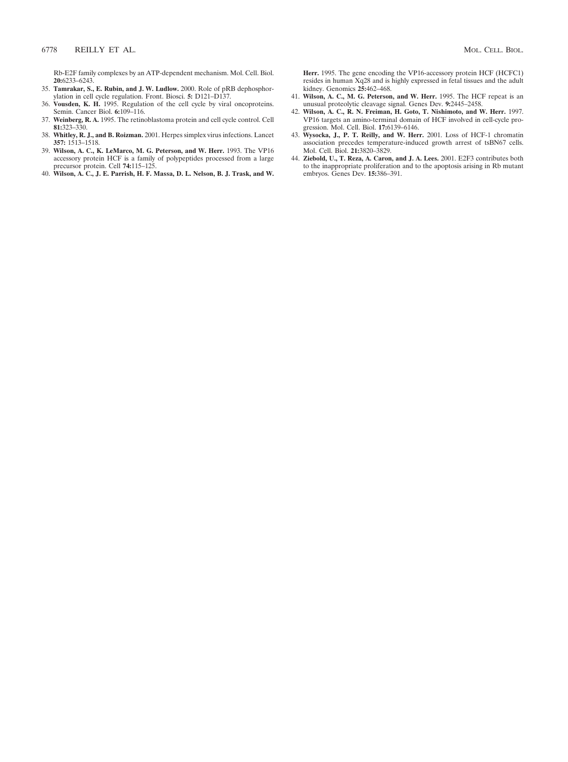Rb-E2F family complexes by an ATP-dependent mechanism. Mol. Cell. Biol. **20:**6233–6243.

35. **Tamrakar, S., E. Rubin, and J. W. Ludlow.** 2000. Role of pRB dephosphorylation in cell cycle regulation. Front. Biosci. **5:** D121–D137.
36. **Vousden, K. H.** 1995. Regulation of the cell cycle by viral oncoproteins. Semin. Cancer Biol. **6:**109–116.
37. **Weinberg, R. A.** 1995. The retinoblastoma protein and cell cycle control. Cell **81:**323–330.
38. **Whitley, R. J., and B. Roizman.** 2001. Herpes simplex virus infections. Lancet **357:** 1513–1518.
39. **Wilson, A. C., K. LeMarco, M. G. Peterson, and W. Herr.** 1993. The VP16 accessory protein HCF is a family of polypeptides processed from a large precursor protein. Cell **74:**115–125.
40. **Wilson, A. C., J. E. Parrish, H. F. Massa, D. L. Nelson, B. J. Trask, and W. Herr.** 1995. The gene encoding the VP16-accessory protein HCF (HCFC1) resides in human Xq28 and is highly expressed in fetal tissues and the adult kidney. Genomics **25:**462–468.
41. **Wilson, A. C., M. G. Peterson, and W. Herr.** 1995. The HCF repeat is an unusual proteolytic cleavage signal. Genes Dev. **9:**2445–2458.
42. **Wilson, A. C., R. N. Freiman, H. Goto, T. Nishimoto, and W. Herr.** 1997. VP16 targets an amino-terminal domain of HCF involved in cell-cycle progression. Mol. Cell. Biol. **17:**6139–6146.
43. **Wysocka, J., P. T. Reilly, and W. Herr.** 2001. Loss of HCF-1 chromatin association precedes temperature-induced growth arrest of tsBN67 cells. Mol. Cell. Biol. **21:**3820–3829.
44. **Ziebold, U., T. Reza, A. Caron, and J. A. Lees.** 2001. E2F3 contributes both to the inappropriate proliferation and to the apoptosis arising in Rb mutant embryos. Genes Dev. **15:**386–391.